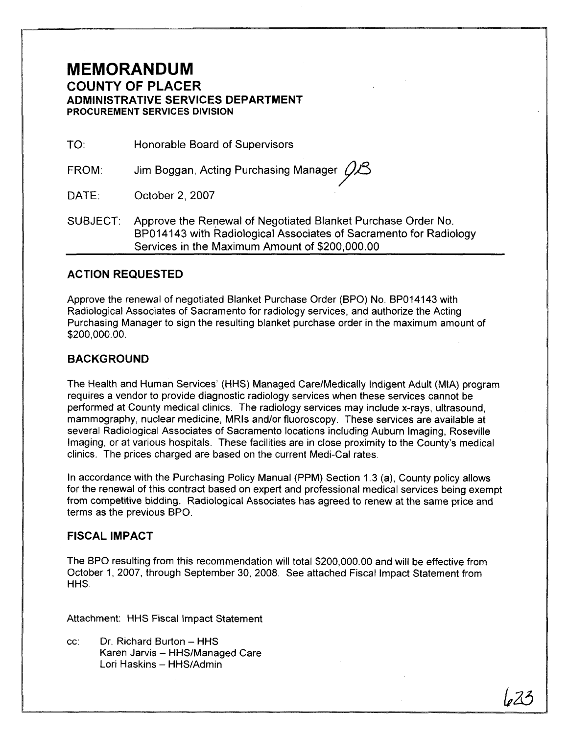# MEMORANDUM

## COUNTY OF PLACER

### ADMINISTRATIVE SERVICES DEPARTMENT

**PROCUREMENT SERVICES DIVISION**

TO: Honorable Board of Supervisors

FROM: Jim Boggan, Acting Purchasing Manager JB

DATE: October 2, 2007

SUBJECT: Approve the Renewal of Negotiated Blanket Purchase Order No. BP014143 with Radiological Associates of Sacramento for Radiology Services in the Maximum Amount of $200,000.00

## ACTION REQUESTED

Approve the renewal of negotiated Blanket Purchase Order (BPO) No. BP014143 with Radiological Associates of Sacramento for radiology services, and authorize the Acting Purchasing Manager to sign the resulting blanket purchase order in the maximum amount of $200,000.00.

## BACKGROUND

The Health and Human Services' (HHS) Managed Care/Medically Indigent Adult (MIA) program requires a vendor to provide diagnostic radiology services when these services cannot be performed at County medical clinics. The radiology services may include x-rays, ultrasound, mammography, nuclear medicine, MRIs and/or fluoroscopy. These services are available at several Radiological Associates of Sacramento locations including Auburn Imaging, Roseville Imaging, or at various hospitals. These facilities are in close proximity to the County's medical clinics. The prices charged are based on the current Medi-Cal rates.

In accordance with the Purchasing Policy Manual (PPM) Section 1.3 (a), County policy allows for the renewal of this contract based on expert and professional medical services being exempt from competitive bidding. Radiological Associates has agreed to renew at the same price and terms as the previous BPO.

## FISCAL IMPACT

The BPO resulting from this recommendation will total $200,000.00 and will be effective from October 1, 2007, through September 30, 2008. See attached Fiscal Impact Statement from HHS.

Attachment: HHS Fiscal Impact Statement

cc: Dr. Richard Burton – HHS
Karen Jarvis – HHS/Managed Care
Lori Haskins – HHS/Admin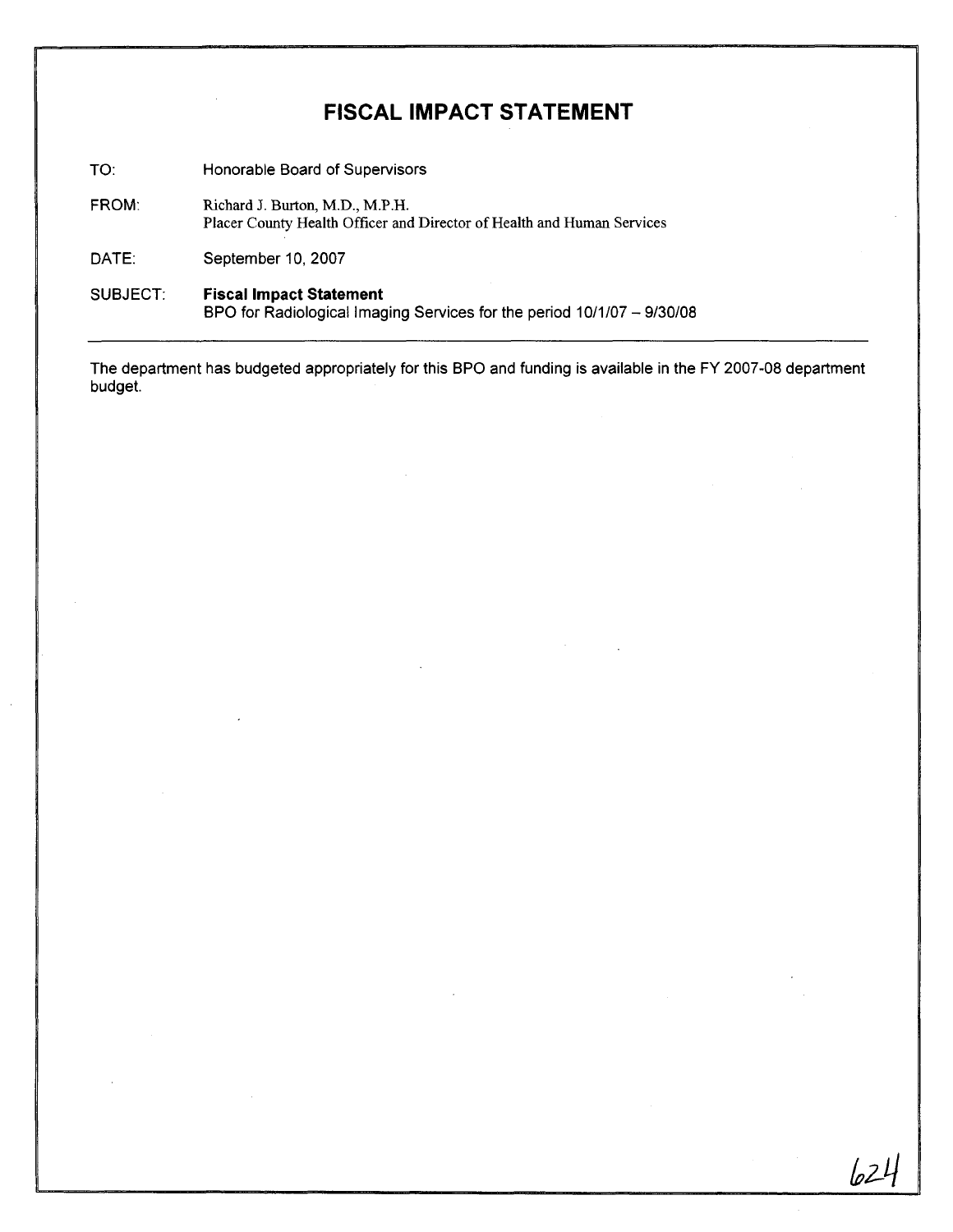# FISCAL IMPACT STATEMENT

TO: Honorable Board of Supervisors

FROM: Richard J. Burton, M.D., M.P.H.
Placer County Health Officer and Director of Health and Human Services

DATE: September 10, 2007

SUBJECT: **Fiscal Impact Statement**
BPO for Radiological Imaging Services for the period 10/1/07 – 9/30/08

---

The department has budgeted appropriately for this BPO and funding is available in the FY 2007-08 department budget.